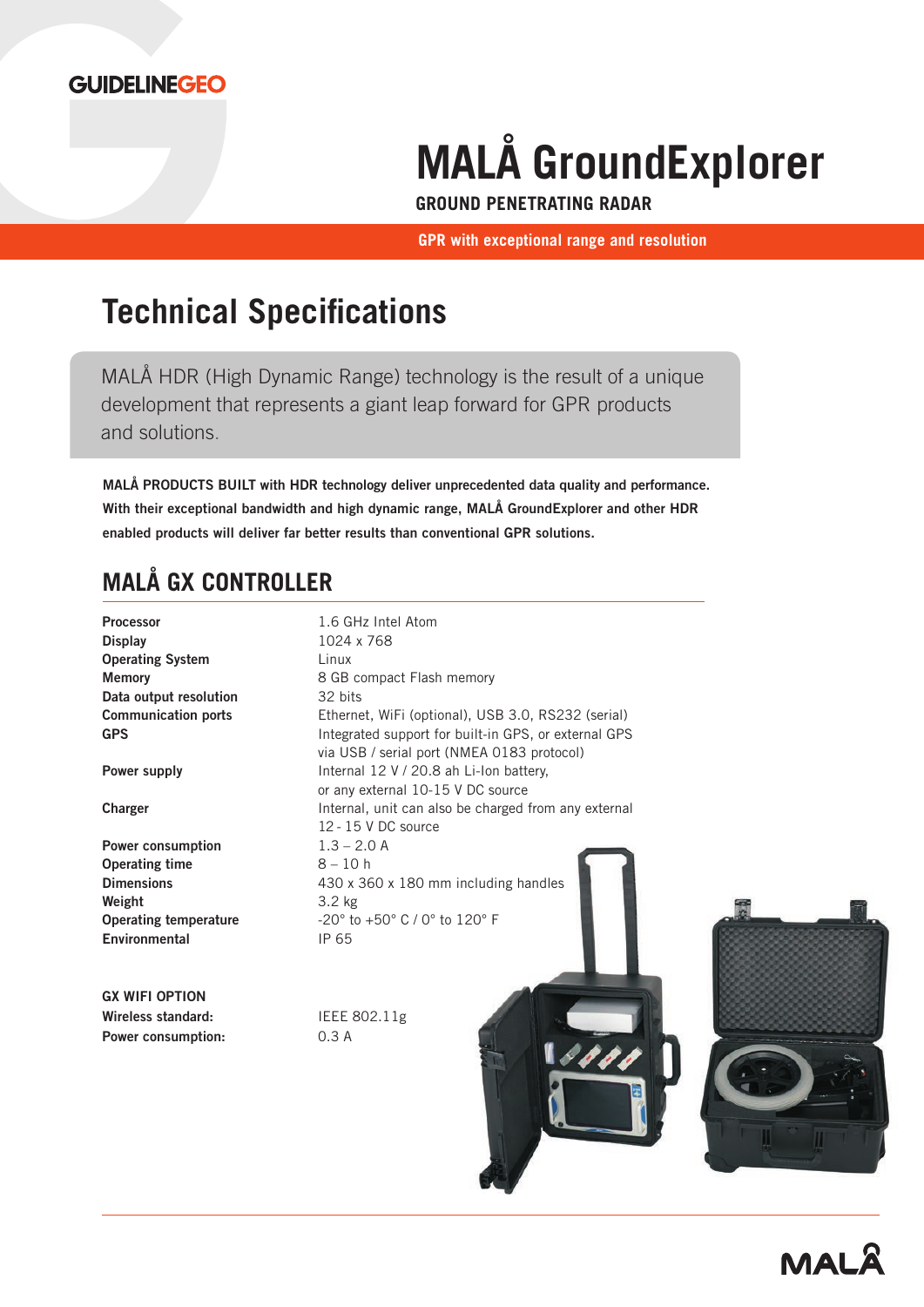GUIDELINEGEO

# MALÅ GroundExplorer

**GROUND PENETRATING RADAR**

**GPR with exceptional range and resolution**

## Technical Specifications

MALÅ HDR (High Dynamic Range) technology is the result of a unique development that represents a giant leap forward for GPR products and solutions.

**MALÅ PRODUCTS BUILT with HDR technology deliver unprecedented data quality and performance. With their exceptional bandwidth and high dynamic range, MALÅ GroundExplorer and other HDR enabled products will deliver far better results than conventional GPR solutions.**

## MALÅ GX CONTROLLER

| | |
|---|---|
| **Processor** | 1.6 GHz Intel Atom |
| **Display** | 1024 x 768 |
| **Operating System** | Linux |
| **Memory** | 8 GB compact Flash memory |
| **Data output resolution** | 32 bits |
| **Communication ports** | Ethernet, WiFi (optional), USB 3.0, RS232 (serial) |
| **GPS** | Integrated support for built-in GPS, or external GPS via USB / serial port (NMEA 0183 protocol) |
| **Power supply** | Internal 12 V / 20.8 ah Li-Ion battery, or any external 10-15 V DC source |
| **Charger** | Internal, unit can also be charged from any external 12 - 15 V DC source |
| **Power consumption** | 1.3 – 2.0 A |
| **Operating time** | 8 – 10 h |
| **Dimensions** | 430 x 360 x 180 mm including handles |
| **Weight** | 3.2 kg |
| **Operating temperature** | -20° to +50° C / 0° to 120° F |
| **Environmental** | IP 65 |

**GX WIFI OPTION**

| | |
|---|---|
| **Wireless standard:** | IEEE 802.11g |
| **Power consumption:** | 0.3 A |

MALÅ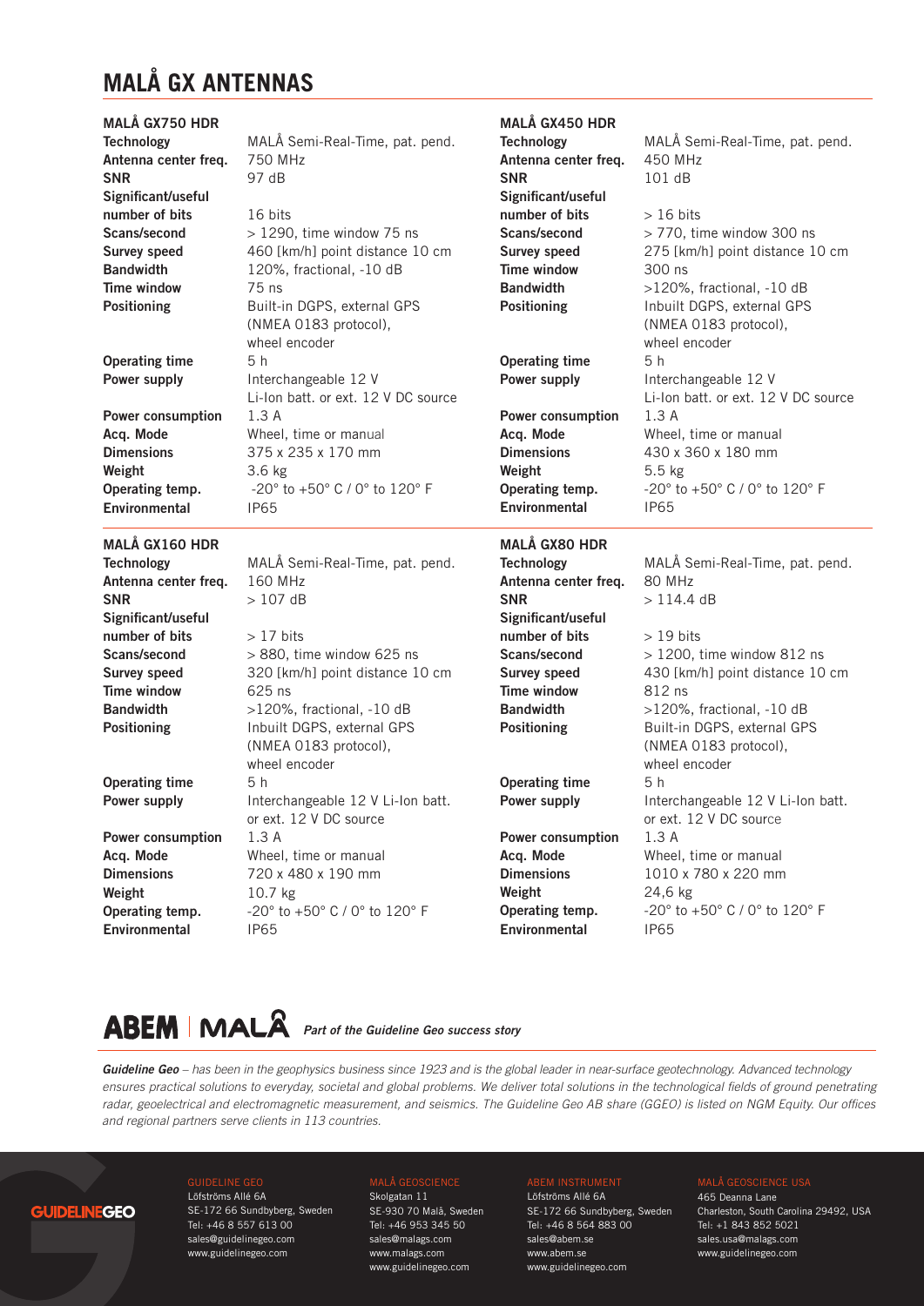# MALÅ GX ANTENNAS

### MALÅ GX750 HDR

| | |
|---|---|
| **Technology** | MALÅ Semi-Real-Time, pat. pend. |
| **Antenna center freq.** | 750 MHz |
| **SNR** | 97 dB |
| **Significant/useful number of bits** | 16 bits |
| **Scans/second** | > 1290, time window 75 ns |
| **Survey speed** | 460 [km/h] point distance 10 cm |
| **Bandwidth** | 120%, fractional, -10 dB |
| **Time window** | 75 ns |
| **Positioning** | Built-in DGPS, external GPS (NMEA 0183 protocol), wheel encoder |
| **Operating time** | 5 h |
| **Power supply** | Interchangeable 12 V Li-Ion batt. or ext. 12 V DC source |
| **Power consumption** | 1.3 A |
| **Acq. Mode** | Wheel, time or manual |
| **Dimensions** | 375 x 235 x 170 mm |
| **Weight** | 3.6 kg |
| **Operating temp.** | -20° to +50° C / 0° to 120° F |
| **Environmental** | IP65 |

### MALÅ GX450 HDR

| | |
|---|---|
| **Technology** | MALÅ Semi-Real-Time, pat. pend. |
| **Antenna center freq.** | 450 MHz |
| **SNR** | 101 dB |
| **Significant/useful number of bits** | > 16 bits |
| **Scans/second** | > 770, time window 300 ns |
| **Survey speed** | 275 [km/h] point distance 10 cm |
| **Time window** | 300 ns |
| **Bandwidth** | >120%, fractional, -10 dB |
| **Positioning** | Inbuilt DGPS, external GPS (NMEA 0183 protocol), wheel encoder |
| **Operating time** | 5 h |
| **Power supply** | Interchangeable 12 V Li-Ion batt. or ext. 12 V DC source |
| **Power consumption** | 1.3 A |
| **Acq. Mode** | Wheel, time or manual |
| **Dimensions** | 430 x 360 x 180 mm |
| **Weight** | 5.5 kg |
| **Operating temp.** | -20° to +50° C / 0° to 120° F |
| **Environmental** | IP65 |

### MALÅ GX160 HDR

| | |
|---|---|
| **Technology** | MALÅ Semi-Real-Time, pat. pend. |
| **Antenna center freq.** | 160 MHz |
| **SNR** | > 107 dB |
| **Significant/useful number of bits** | > 17 bits |
| **Scans/second** | > 880, time window 625 ns |
| **Survey speed** | 320 [km/h] point distance 10 cm |
| **Time window** | 625 ns |
| **Bandwidth** | >120%, fractional, -10 dB |
| **Positioning** | Inbuilt DGPS, external GPS (NMEA 0183 protocol), wheel encoder |
| **Operating time** | 5 h |
| **Power supply** | Interchangeable 12 V Li-Ion batt. or ext. 12 V DC source |
| **Power consumption** | 1.3 A |
| **Acq. Mode** | Wheel, time or manual |
| **Dimensions** | 720 x 480 x 190 mm |
| **Weight** | 10.7 kg |
| **Operating temp.** | -20° to +50° C / 0° to 120° F |
| **Environmental** | IP65 |

### MALÅ GX80 HDR

| | |
|---|---|
| **Technology** | MALÅ Semi-Real-Time, pat. pend. |
| **Antenna center freq.** | 80 MHz |
| **SNR** | > 114.4 dB |
| **Significant/useful number of bits** | > 19 bits |
| **Scans/second** | > 1200, time window 812 ns |
| **Survey speed** | 430 [km/h] point distance 10 cm |
| **Time window** | 812 ns |
| **Bandwidth** | >120%, fractional, -10 dB |
| **Positioning** | Built-in DGPS, external GPS (NMEA 0183 protocol), wheel encoder |
| **Operating time** | 5 h |
| **Power supply** | Interchangeable 12 V Li-Ion batt. or ext. 12 V DC source |
| **Power consumption** | 1.3 A |
| **Acq. Mode** | Wheel, time or manual |
| **Dimensions** | 1010 x 780 x 220 mm |
| **Weight** | 24,6 kg |
| **Operating temp.** | -20° to +50° C / 0° to 120° F |
| **Environmental** | IP65 |

ABEM | MALÅ ***Part of the Guideline Geo success story***

***Guideline Geo*** *– has been in the geophysics business since 1923 and is the global leader in near-surface geotechnology. Advanced technology ensures practical solutions to everyday, societal and global problems. We deliver total solutions in the technological fields of ground penetrating radar, geoelectrical and electromagnetic measurement, and seismics. The Guideline Geo AB share (GGEO) is listed on NGM Equity. Our offices and regional partners serve clients in 113 countries.*

GUIDELINEGEO

**GUIDELINE GEO**
Löfströms Allé 6A
SE-172 66 Sundbyberg, Sweden
Tel: +46 8 557 613 00
sales@guidelinegeo.com
www.guidelinegeo.com

**MALÅ GEOSCIENCE**
Skolgatan 11
SE-930 70 Malå, Sweden
Tel: +46 953 345 50
sales@malags.com
www.malags.com
www.guidelinegeo.com

**ABEM INSTRUMENT**
Löfströms Allé 6A
SE-172 66 Sundbyberg, Sweden
Tel: +46 8 564 883 00
sales@abem.se
www.abem.se
www.guidelinegeo.com

**MALÅ GEOSCIENCE USA**
465 Deanna Lane
Charleston, South Carolina 29492, USA
Tel: +1 843 852 5021
sales.usa@malags.com
www.guidelinegeo.com